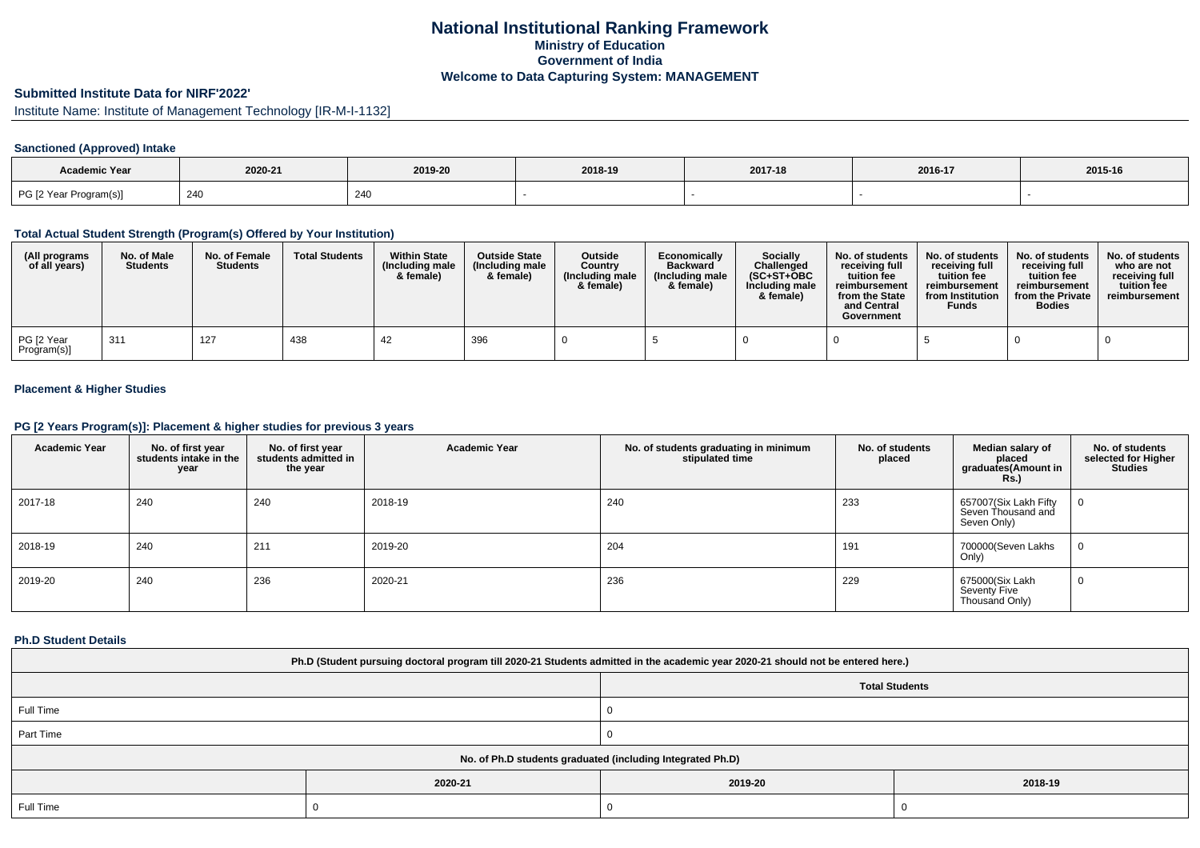# National Institutional Ranking Framework

## Ministry of Education

## Government of India

## Welcome to Data Capturing System: MANAGEMENT

### Submitted Institute Data for NIRF'2022'

Institute Name: Institute of Management Technology [IR-M-I-1132]

### Sanctioned (Approved) Intake

| Academic Year | 2020-21 | 2019-20 | 2018-19 | 2017-18 | 2016-17 | 2015-16 |
|---|---|---|---|---|---|---|
| PG [2 Year Program(s)] | 240 | 240 | - | - | - | - |

### Total Actual Student Strength (Program(s) Offered by Your Institution)

| (All programs of all years) | No. of Male Students | No. of Female Students | Total Students | Within State (Including male & female) | Outside State (Including male & female) | Outside Country (Including male & female) | Economically Backward (Including male & female) | Socially Challenged (SC+ST+OBC Including male & female) | No. of students receiving full tuition fee reimbursement from the State and Central Government | No. of students receiving full tuition fee reimbursement from Institution Funds | No. of students receiving full tuition fee reimbursement from the Private Bodies | No. of students who are not receiving full tuition fee reimbursement |
|---|---|---|---|---|---|---|---|---|---|---|---|---|
| PG [2 Year Program(s)] | 311 | 127 | 438 | 42 | 396 | 0 | 5 | 0 | 0 | 5 | 0 | 0 |

### Placement & Higher Studies

### PG [2 Years Program(s)]: Placement & higher studies for previous 3 years

| Academic Year | No. of first year students intake in the year | No. of first year students admitted in the year | Academic Year | No. of students graduating in minimum stipulated time | No. of students placed | Median salary of placed graduates(Amount in Rs.) | No. of students selected for Higher Studies |
|---|---|---|---|---|---|---|---|
| 2017-18 | 240 | 240 | 2018-19 | 240 | 233 | 657007(Six Lakh Fifty Seven Thousand and Seven Only) | 0 |
| 2018-19 | 240 | 211 | 2019-20 | 204 | 191 | 700000(Seven Lakhs Only) | 0 |
| 2019-20 | 240 | 236 | 2020-21 | 236 | 229 | 675000(Six Lakh Seventy Five Thousand Only) | 0 |

### Ph.D Student Details

| Ph.D (Student pursuing doctoral program till 2020-21 Students admitted in the academic year 2020-21 should not be entered here.) | | | |
|---|---|---|---|
| | Total Students | | |
| Full Time | 0 | | |
| Part Time | 0 | | |
| No. of Ph.D students graduated (including Integrated Ph.D) | | | |
| | 2020-21 | 2019-20 | 2018-19 |
| Full Time | 0 | 0 | 0 |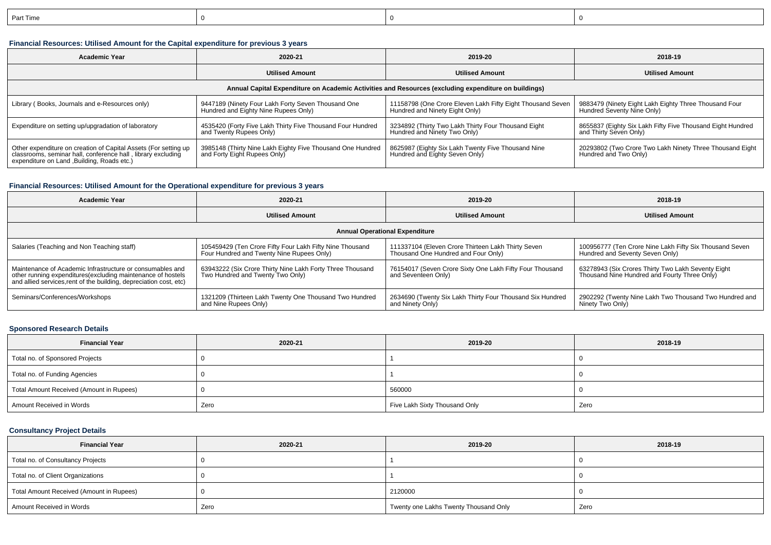| Part Time | 0 | 0 | 0 |
|---|---|---|---|

### Financial Resources: Utilised Amount for the Capital expenditure for previous 3 years

| Academic Year | 2020-21 | 2019-20 | 2018-19 |
|---|---|---|---|
| | Utilised Amount | Utilised Amount | Utilised Amount |
| Annual Capital Expenditure on Academic Activities and Resources (excluding expenditure on buildings) | | | |
| Library ( Books, Journals and e-Resources only) | 9447189 (Ninety Four Lakh Forty Seven Thousand One Hundred and Eighty Nine Rupees Only) | 11158798 (One Crore Eleven Lakh Fifty Eight Thousand Seven Hundred and Ninety Eight Only) | 9883479 (Ninety Eight Lakh Eighty Three Thousand Four Hundred Seventy Nine Only) |
| Expenditure on setting up/upgradation of laboratory | 4535420 (Forty Five Lakh Thirty Five Thousand Four Hundred and Twenty Rupees Only) | 3234892 (Thirty Two Lakh Thirty Four Thousand Eight Hundred and Ninety Two Only) | 8655837 (Eighty Six Lakh Fifty Five Thousand Eight Hundred and Thirty Seven Only) |
| Other expenditure on creation of Capital Assets (For setting up classrooms, seminar hall, conference hall , library excluding expenditure on Land ,Building, Roads etc.) | 3985148 (Thirty Nine Lakh Eighty Five Thousand One Hundred and Forty Eight Rupees Only) | 8625987 (Eighty Six Lakh Twenty Five Thousand Nine Hundred and Eighty Seven Only) | 20293802 (Two Crore Two Lakh Ninety Three Thousand Eight Hundred and Two Only) |

### Financial Resources: Utilised Amount for the Operational expenditure for previous 3 years

| Academic Year | 2020-21 | 2019-20 | 2018-19 |
|---|---|---|---|
| | Utilised Amount | Utilised Amount | Utilised Amount |
| Annual Operational Expenditure | | | |
| Salaries (Teaching and Non Teaching staff) | 105459429 (Ten Crore Fifty Four Lakh Fifty Nine Thousand Four Hundred and Twenty Nine Rupees Only) | 111337104 (Eleven Crore Thirteen Lakh Thirty Seven Thousand One Hundred and Four Only) | 100956777 (Ten Crore Nine Lakh Fifty Six Thousand Seven Hundred and Seventy Seven Only) |
| Maintenance of Academic Infrastructure or consumables and other running expenditures(excluding maintenance of hostels and allied services,rent of the building, depreciation cost, etc) | 63943222 (Six Crore Thirty Nine Lakh Forty Three Thousand Two Hundred and Twenty Two Only) | 76154017 (Seven Crore Sixty One Lakh Fifty Four Thousand and Seventeen Only) | 63278943 (Six Crores Thirty Two Lakh Seventy Eight Thousand Nine Hundred and Fourty Three Only) |
| Seminars/Conferences/Workshops | 1321209 (Thirteen Lakh Twenty One Thousand Two Hundred and Nine Rupees Only) | 2634690 (Twenty Six Lakh Thirty Four Thousand Six Hundred and Ninety Only) | 2902292 (Twenty Nine Lakh Two Thousand Two Hundred and Ninety Two Only) |

### Sponsored Research Details

| Financial Year | 2020-21 | 2019-20 | 2018-19 |
|---|---|---|---|
| Total no. of Sponsored Projects | 0 | 1 | 0 |
| Total no. of Funding Agencies | 0 | 1 | 0 |
| Total Amount Received (Amount in Rupees) | 0 | 560000 | 0 |
| Amount Received in Words | Zero | Five Lakh Sixty Thousand Only | Zero |

### Consultancy Project Details

| Financial Year | 2020-21 | 2019-20 | 2018-19 |
|---|---|---|---|
| Total no. of Consultancy Projects | 0 | 1 | 0 |
| Total no. of Client Organizations | 0 | 1 | 0 |
| Total Amount Received (Amount in Rupees) | 0 | 2120000 | 0 |
| Amount Received in Words | Zero | Twenty one Lakhs Twenty Thousand Only | Zero |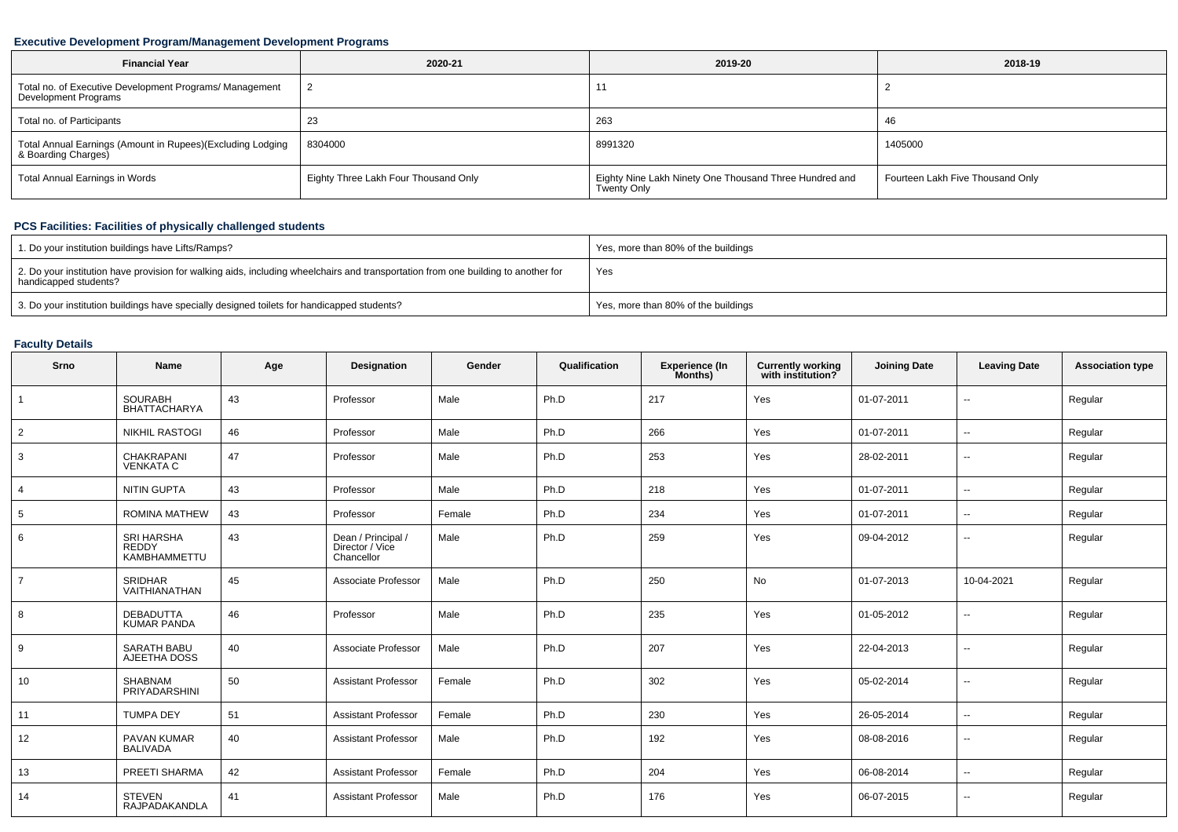### Executive Development Program/Management Development Programs

| Financial Year | 2020-21 | 2019-20 | 2018-19 |
|---|---|---|---|
| Total no. of Executive Development Programs/ Management Development Programs | 2 | 11 | 2 |
| Total no. of Participants | 23 | 263 | 46 |
| Total Annual Earnings (Amount in Rupees)(Excluding Lodging & Boarding Charges) | 8304000 | 8991320 | 1405000 |
| Total Annual Earnings in Words | Eighty Three Lakh Four Thousand Only | Eighty Nine Lakh Ninety One Thousand Three Hundred and Twenty Only | Fourteen Lakh Five Thousand Only |

### PCS Facilities: Facilities of physically challenged students

| | |
|---|---|
| 1. Do your institution buildings have Lifts/Ramps? | Yes, more than 80% of the buildings |
| 2. Do your institution have provision for walking aids, including wheelchairs and transportation from one building to another for handicapped students? | Yes |
| 3. Do your institution buildings have specially designed toilets for handicapped students? | Yes, more than 80% of the buildings |

### Faculty Details

| Srno | Name | Age | Designation | Gender | Qualification | Experience (In Months) | Currently working with institution? | Joining Date | Leaving Date | Association type |
|---|---|---|---|---|---|---|---|---|---|---|
| 1 | SOURABH BHATTACHARYA | 43 | Professor | Male | Ph.D | 217 | Yes | 01-07-2011 | -- | Regular |
| 2 | NIKHIL RASTOGI | 46 | Professor | Male | Ph.D | 266 | Yes | 01-07-2011 | -- | Regular |
| 3 | CHAKRAPANI VENKATA C | 47 | Professor | Male | Ph.D | 253 | Yes | 28-02-2011 | -- | Regular |
| 4 | NITIN GUPTA | 43 | Professor | Male | Ph.D | 218 | Yes | 01-07-2011 | -- | Regular |
| 5 | ROMINA MATHEW | 43 | Professor | Female | Ph.D | 234 | Yes | 01-07-2011 | -- | Regular |
| 6 | SRI HARSHA REDDY KAMBHAMMETTU | 43 | Dean / Principal / Director / Vice Chancellor | Male | Ph.D | 259 | Yes | 09-04-2012 | -- | Regular |
| 7 | SRIDHAR VAITHIANATHAN | 45 | Associate Professor | Male | Ph.D | 250 | No | 01-07-2013 | 10-04-2021 | Regular |
| 8 | DEBADUTTA KUMAR PANDA | 46 | Professor | Male | Ph.D | 235 | Yes | 01-05-2012 | -- | Regular |
| 9 | SARATH BABU AJEETHA DOSS | 40 | Associate Professor | Male | Ph.D | 207 | Yes | 22-04-2013 | -- | Regular |
| 10 | SHABNAM PRIYADARSHINI | 50 | Assistant Professor | Female | Ph.D | 302 | Yes | 05-02-2014 | -- | Regular |
| 11 | TUMPA DEY | 51 | Assistant Professor | Female | Ph.D | 230 | Yes | 26-05-2014 | -- | Regular |
| 12 | PAVAN KUMAR BALIVADA | 40 | Assistant Professor | Male | Ph.D | 192 | Yes | 08-08-2016 | -- | Regular |
| 13 | PREETI SHARMA | 42 | Assistant Professor | Female | Ph.D | 204 | Yes | 06-08-2014 | -- | Regular |
| 14 | STEVEN RAJPADAKANDLA | 41 | Assistant Professor | Male | Ph.D | 176 | Yes | 06-07-2015 | -- | Regular |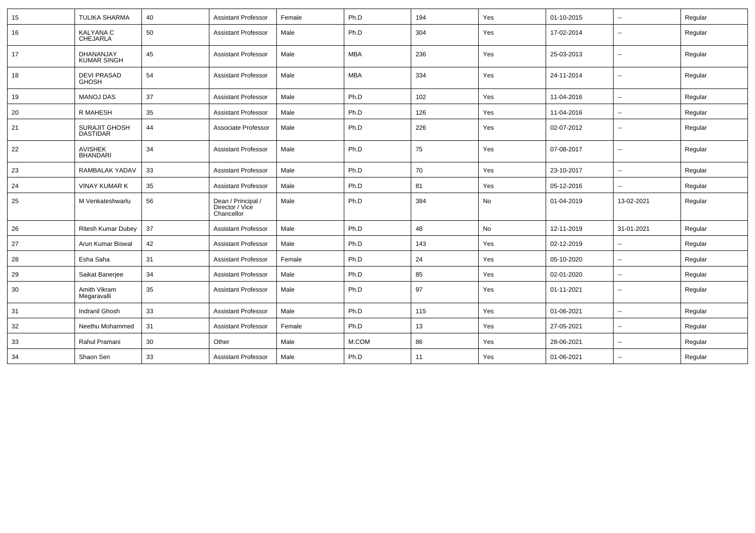| | | | | | | | | | | |
|---|---|---|---|---|---|---|---|---|---|---|
| 15 | TULIKA SHARMA | 40 | Assistant Professor | Female | Ph.D | 194 | Yes | 01-10-2015 | -- | Regular |
| 16 | KALYANA C CHEJARLA | 50 | Assistant Professor | Male | Ph.D | 304 | Yes | 17-02-2014 | -- | Regular |
| 17 | DHANANJAY KUMAR SINGH | 45 | Assistant Professor | Male | MBA | 236 | Yes | 25-03-2013 | -- | Regular |
| 18 | DEVI PRASAD GHOSH | 54 | Assistant Professor | Male | MBA | 334 | Yes | 24-11-2014 | -- | Regular |
| 19 | MANOJ DAS | 37 | Assistant Professor | Male | Ph.D | 102 | Yes | 11-04-2016 | -- | Regular |
| 20 | R MAHESH | 35 | Assistant Professor | Male | Ph.D | 126 | Yes | 11-04-2016 | -- | Regular |
| 21 | SURAJIT GHOSH DASTIDAR | 44 | Associate Professor | Male | Ph.D | 226 | Yes | 02-07-2012 | -- | Regular |
| 22 | AVISHEK BHANDARI | 34 | Assistant Professor | Male | Ph.D | 75 | Yes | 07-08-2017 | -- | Regular |
| 23 | RAMBALAK YADAV | 33 | Assistant Professor | Male | Ph.D | 70 | Yes | 23-10-2017 | -- | Regular |
| 24 | VINAY KUMAR K | 35 | Assistant Professor | Male | Ph.D | 81 | Yes | 05-12-2016 | -- | Regular |
| 25 | M Venkateshwarlu | 56 | Dean / Principal / Director / Vice Chancellor | Male | Ph.D | 384 | No | 01-04-2019 | 13-02-2021 | Regular |
| 26 | Ritesh Kumar Dubey | 37 | Assistant Professor | Male | Ph.D | 48 | No | 12-11-2019 | 31-01-2021 | Regular |
| 27 | Arun Kumar Biswal | 42 | Assistant Professor | Male | Ph.D | 143 | Yes | 02-12-2019 | -- | Regular |
| 28 | Esha Saha | 31 | Assistant Professor | Female | Ph.D | 24 | Yes | 05-10-2020 | -- | Regular |
| 29 | Saikat Banerjee | 34 | Assistant Professor | Male | Ph.D | 85 | Yes | 02-01-2020 | -- | Regular |
| 30 | Amith Vikram Megaravalli | 35 | Assistant Professor | Male | Ph.D | 97 | Yes | 01-11-2021 | -- | Regular |
| 31 | Indranil Ghosh | 33 | Assistant Professor | Male | Ph.D | 115 | Yes | 01-06-2021 | -- | Regular |
| 32 | Neethu Mohammed | 31 | Assistant Professor | Female | Ph.D | 13 | Yes | 27-05-2021 | -- | Regular |
| 33 | Rahul Pramani | 30 | Other | Male | M.COM | 86 | Yes | 28-06-2021 | -- | Regular |
| 34 | Shaon Sen | 33 | Assistant Professor | Male | Ph.D | 11 | Yes | 01-06-2021 | -- | Regular |